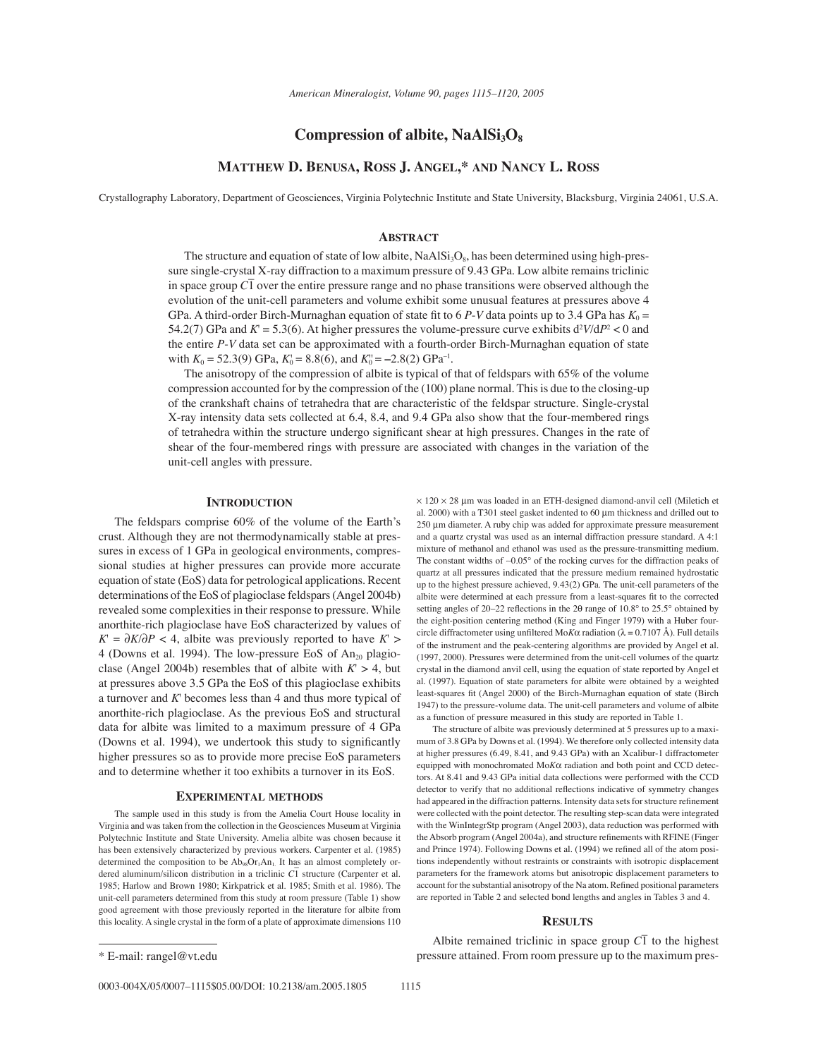# Compression of albite, $NaAlSi_3O_8$

**Matthew D. Benusa, Ross J. Angel,\* and Nancy L. Ross**

Crystallography Laboratory, Department of Geosciences, Virginia Polytechnic Institute and State University, Blacksburg, Virginia 24061, U.S.A.

## Abstract

The structure and equation of state of low albite, $NaAlSi_3O_8$, has been determined using high-pressure single-crystal X-ray diffraction to a maximum pressure of 9.43 GPa. Low albite remains triclinic in space group $C\bar{1}$ over the entire pressure range and no phase transitions were observed although the evolution of the unit-cell parameters and volume exhibit some unusual features at pressures above 4 GPa. A third-order Birch-Murnaghan equation of state fit to 6 *P-V* data points up to 3.4 GPa has $K_0$ = 54.2(7) GPa and $K'$ = 5.3(6). At higher pressures the volume-pressure curve exhibits $d^2V/dP^2 < 0$ and the entire *P-V* data set can be approximated with a fourth-order Birch-Murnaghan equation of state with $K_0$ = 52.3(9) GPa, $K_0'$ = 8.8(6), and $K_0''$ = –2.8(2) $GPa^{-1}$.

The anisotropy of the compression of albite is typical of that of feldspars with 65% of the volume compression accounted for by the compression of the (100) plane normal. This is due to the closing-up of the crankshaft chains of tetrahedra that are characteristic of the feldspar structure. Single-crystal X-ray intensity data sets collected at 6.4, 8.4, and 9.4 GPa also show that the four-membered rings of tetrahedra within the structure undergo significant shear at high pressures. Changes in the rate of shear of the four-membered rings with pressure are associated with changes in the variation of the unit-cell angles with pressure.

## Introduction

The feldspars comprise 60% of the volume of the Earth's crust. Although they are not thermodynamically stable at pressures in excess of 1 GPa in geological environments, compressional studies at higher pressures can provide more accurate equation of state (EoS) data for petrological applications. Recent determinations of the EoS of plagioclase feldspars (Angel 2004b) revealed some complexities in their response to pressure. While anorthite-rich plagioclase have EoS characterized by values of $K' = \partial K/\partial P < 4$, albite was previously reported to have $K' > 4$ (Downs et al. 1994). The low-pressure EoS of $An_{20}$ plagioclase (Angel 2004b) resembles that of albite with $K' > 4$, but at pressures above 3.5 GPa the EoS of this plagioclase exhibits a turnover and $K'$ becomes less than 4 and thus more typical of anorthite-rich plagioclase. As the previous EoS and structural data for albite was limited to a maximum pressure of 4 GPa (Downs et al. 1994), we undertook this study to significantly higher pressures so as to provide more precise EoS parameters and to determine whether it too exhibits a turnover in its EoS.

## Experimental methods

The sample used in this study is from the Amelia Court House locality in Virginia and was taken from the collection in the Geosciences Museum at Virginia Polytechnic Institute and State University. Amelia albite was chosen because it has been extensively characterized by previous workers. Carpenter et al. (1985) determined the composition to be $Ab_{98}Or_1An_1$. It has an almost completely ordered aluminum/silicon distribution in a triclinic $C\bar{1}$ structure (Carpenter et al. 1985; Harlow and Brown 1980; Kirkpatrick et al. 1985; Smith et al. 1986). The unit-cell parameters determined from this study at room pressure (Table 1) show good agreement with those previously reported in the literature for albite from this locality. A single crystal in the form of a plate of approximate dimensions 110 × 120 × 28 μm was loaded in an ETH-designed diamond-anvil cell (Miletich et al. 2000) with a T301 steel gasket indented to 60 μm thickness and drilled out to 250 μm diameter. A ruby chip was added for approximate pressure measurement and a quartz crystal was used as an internal diffraction pressure standard. A 4:1 mixture of methanol and ethanol was used as the pressure-transmitting medium. The constant widths of ~0.05° of the rocking curves for the diffraction peaks of quartz at all pressures indicated that the pressure medium remained hydrostatic up to the highest pressure achieved, 9.43(2) GPa. The unit-cell parameters of the albite were determined at each pressure from a least-squares fit to the corrected setting angles of 20–22 reflections in the 2θ range of 10.8° to 25.5° obtained by the eight-position centering method (King and Finger 1979) with a Huber four-circle diffractometer using unfiltered Mo*K*α radiation (λ = 0.7107 Å). Full details of the instrument and the peak-centering algorithms are provided by Angel et al. (1997, 2000). Pressures were determined from the unit-cell volumes of the quartz crystal in the diamond anvil cell, using the equation of state reported by Angel et al. (1997). Equation of state parameters for albite were obtained by a weighted least-squares fit (Angel 2000) of the Birch-Murnaghan equation of state (Birch 1947) to the pressure-volume data. The unit-cell parameters and volume of albite as a function of pressure measured in this study are reported in Table 1.

The structure of albite was previously determined at 5 pressures up to a maximum of 3.8 GPa by Downs et al. (1994). We therefore only collected intensity data at higher pressures (6.49, 8.41, and 9.43 GPa) with an Xcalibur-1 diffractometer equipped with monochromated Mo*K*α radiation and both point and CCD detectors. At 8.41 and 9.43 GPa initial data collections were performed with the CCD detector to verify that no additional reflections indicative of symmetry changes had appeared in the diffraction patterns. Intensity data sets for structure refinement were collected with the point detector. The resulting step-scan data were integrated with the WinIntegrStp program (Angel 2003), data reduction was performed with the Absorb program (Angel 2004a), and structure refinements with RFINE (Finger and Prince 1974). Following Downs et al. (1994) we refined all of the atom positions independently without restraints or constraints with isotropic displacement parameters for the framework atoms but anisotropic displacement parameters to account for the substantial anisotropy of the Na atom. Refined positional parameters are reported in Table 2 and selected bond lengths and angles in Tables 3 and 4.

## Results

Albite remained triclinic in space group $C\bar{1}$ to the highest pressure attained. From room pressure up to the maximum pres-

\* E-mail: rangel@vt.edu

0003-004X/05/0007–1115$05.00/DOI: 10.2138/am.2005.1805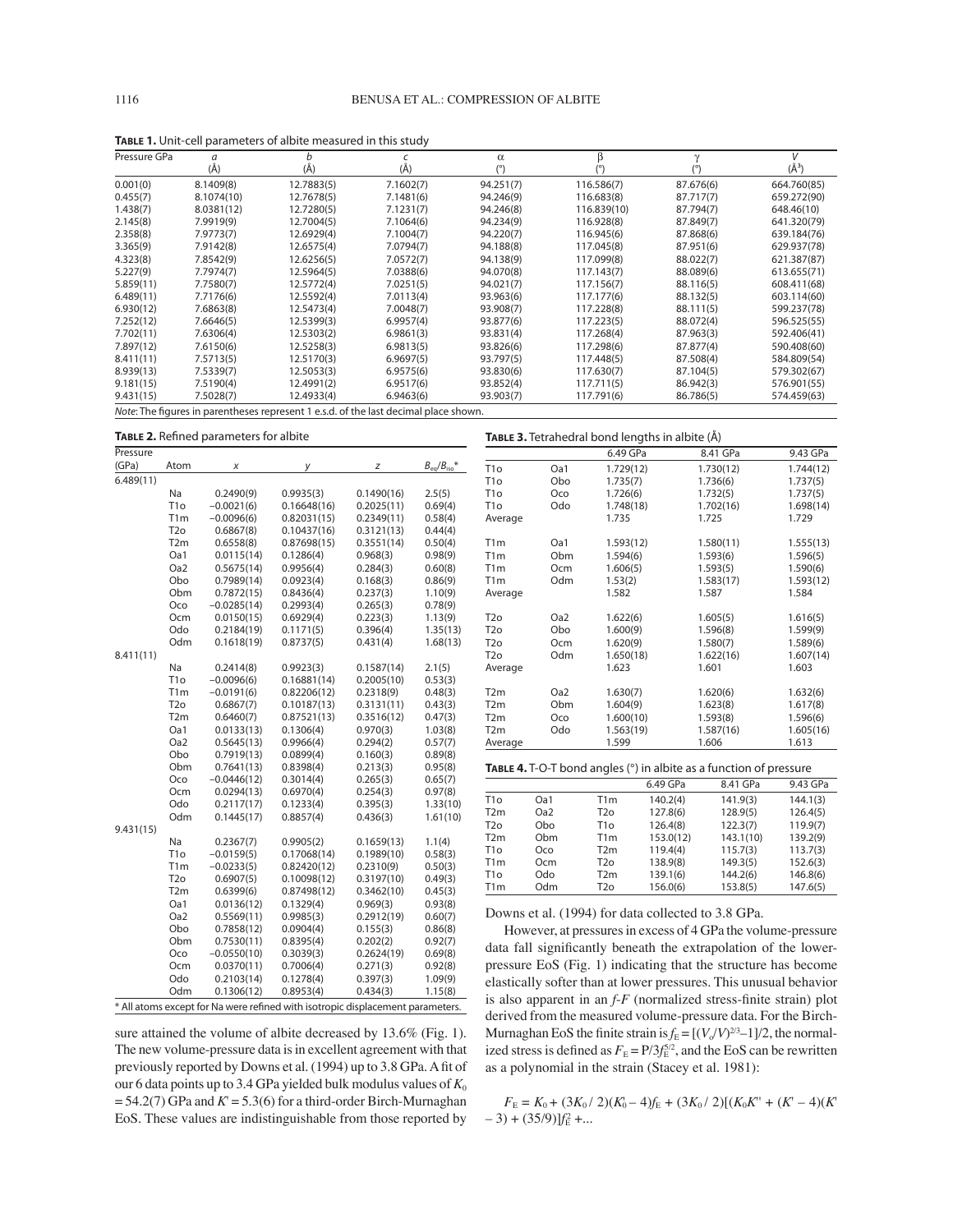**TABLE 1.** Unit-cell parameters of albite measured in this study

| Pressure GPa | *a* (Å) | *b* (Å) | *c* (Å) | α (°) | β (°) | γ (°) | *V* (Å³) |
|---|---|---|---|---|---|---|---|
| 0.001(0) | 8.1409(8) | 12.7883(5) | 7.1602(7) | 94.251(7) | 116.586(7) | 87.676(6) | 664.760(85) |
| 0.455(7) | 8.1074(10) | 12.7678(5) | 7.1481(6) | 94.246(9) | 116.683(8) | 87.717(7) | 659.272(90) |
| 1.438(7) | 8.0381(12) | 12.7280(5) | 7.1231(7) | 94.246(8) | 116.839(10) | 87.794(7) | 648.46(10) |
| 2.145(8) | 7.9919(9) | 12.7004(5) | 7.1064(6) | 94.234(9) | 116.928(8) | 87.849(7) | 641.320(79) |
| 2.358(8) | 7.9773(7) | 12.6929(4) | 7.1004(7) | 94.220(7) | 116.945(6) | 87.868(6) | 639.184(76) |
| 3.365(9) | 7.9142(8) | 12.6575(4) | 7.0794(7) | 94.188(8) | 117.045(8) | 87.951(6) | 629.937(78) |
| 4.323(8) | 7.8542(9) | 12.6256(5) | 7.0572(7) | 94.138(9) | 117.099(8) | 88.022(7) | 621.387(87) |
| 5.227(9) | 7.7974(7) | 12.5964(5) | 7.0388(6) | 94.070(8) | 117.143(7) | 88.089(6) | 613.655(71) |
| 5.859(11) | 7.7580(7) | 12.5772(4) | 7.0251(5) | 94.021(7) | 117.156(7) | 88.116(5) | 608.411(68) |
| 6.489(11) | 7.7176(6) | 12.5592(4) | 7.0113(4) | 93.963(6) | 117.177(6) | 88.132(5) | 603.114(60) |
| 6.930(12) | 7.6863(8) | 12.5473(4) | 7.0048(7) | 93.908(7) | 117.228(8) | 88.111(5) | 599.237(78) |
| 7.252(12) | 7.6646(5) | 12.5399(3) | 6.9957(4) | 93.877(6) | 117.223(5) | 88.072(4) | 596.525(55) |
| 7.702(11) | 7.6306(4) | 12.5303(2) | 6.9861(3) | 93.831(4) | 117.268(4) | 87.963(3) | 592.406(41) |
| 7.897(12) | 7.6150(6) | 12.5258(3) | 6.9813(5) | 93.826(6) | 117.298(6) | 87.877(4) | 590.408(60) |
| 8.411(11) | 7.5713(5) | 12.5170(3) | 6.9697(5) | 93.797(5) | 117.448(5) | 87.508(4) | 584.809(54) |
| 8.939(13) | 7.5339(7) | 12.5053(3) | 6.9575(6) | 93.830(6) | 117.630(7) | 87.104(5) | 579.302(67) |
| 9.181(15) | 7.5190(4) | 12.4991(2) | 6.9517(6) | 93.852(4) | 117.711(5) | 86.942(3) | 576.901(55) |
| 9.431(15) | 7.5028(7) | 12.4933(4) | 6.9463(6) | 93.903(7) | 117.791(6) | 86.786(5) | 574.459(63) |

*Note*: The figures in parentheses represent 1 e.s.d. of the last decimal place shown.

**TABLE 2.** Refined parameters for albite

| Pressure (GPa) | Atom | *x* | *y* | *z* | $B_{eq}/B_{iso}$* |
|---|---|---|---|---|---|
| 6.489(11) | | | | | |
| | Na | 0.2490(9) | 0.9935(3) | 0.1490(16) | 2.5(5) |
| | T1o | −0.0021(6) | 0.16648(16) | 0.2025(11) | 0.69(4) |
| | T1m | −0.0096(6) | 0.82031(15) | 0.2349(11) | 0.58(4) |
| | T2o | 0.6867(8) | 0.10437(16) | 0.3121(13) | 0.44(4) |
| | T2m | 0.6558(8) | 0.87698(15) | 0.3551(14) | 0.50(4) |
| | Oa1 | 0.0115(14) | 0.1286(4) | 0.968(3) | 0.98(9) |
| | Oa2 | 0.5675(14) | 0.9956(4) | 0.284(3) | 0.60(8) |
| | Obo | 0.7989(14) | 0.0923(4) | 0.168(3) | 0.86(9) |
| | Obm | 0.7872(15) | 0.8436(4) | 0.237(3) | 1.10(9) |
| | Oco | −0.0285(14) | 0.2993(4) | 0.265(3) | 0.78(9) |
| | Ocm | 0.0150(15) | 0.6929(4) | 0.223(3) | 1.13(9) |
| | Odo | 0.2184(19) | 0.1171(5) | 0.396(4) | 1.35(13) |
| | Odm | 0.1618(19) | 0.8737(5) | 0.431(4) | 1.68(13) |
| 8.411(11) | | | | | |
| | Na | 0.2414(8) | 0.9923(3) | 0.1587(14) | 2.1(5) |
| | T1o | −0.0096(6) | 0.16881(14) | 0.2005(10) | 0.53(3) |
| | T1m | −0.0191(6) | 0.82206(12) | 0.2318(9) | 0.48(3) |
| | T2o | 0.6867(7) | 0.10187(13) | 0.3131(11) | 0.43(3) |
| | T2m | 0.6460(7) | 0.87521(13) | 0.3516(12) | 0.47(3) |
| | Oa1 | 0.0133(13) | 0.1306(4) | 0.970(3) | 1.03(8) |
| | Oa2 | 0.5645(13) | 0.9966(4) | 0.294(2) | 0.57(7) |
| | Obo | 0.7919(13) | 0.0899(4) | 0.160(3) | 0.89(8) |
| | Obm | 0.7641(13) | 0.8398(4) | 0.213(3) | 0.95(8) |
| | Oco | −0.0446(12) | 0.3014(4) | 0.265(3) | 0.65(7) |
| | Ocm | 0.0294(13) | 0.6970(4) | 0.254(3) | 0.97(8) |
| | Odo | 0.2117(17) | 0.1233(4) | 0.395(3) | 1.33(10) |
| | Odm | 0.1445(17) | 0.8857(4) | 0.436(3) | 1.61(10) |
| 9.431(15) | | | | | |
| | Na | 0.2367(7) | 0.9905(2) | 0.1659(13) | 1.1(4) |
| | T1o | −0.0159(5) | 0.17068(14) | 0.1989(10) | 0.58(3) |
| | T1m | −0.0233(5) | 0.82420(12) | 0.2310(9) | 0.50(3) |
| | T2o | 0.6907(5) | 0.10098(12) | 0.3197(10) | 0.49(3) |
| | T2m | 0.6399(6) | 0.87498(12) | 0.3462(10) | 0.45(3) |
| | Oa1 | 0.0136(12) | 0.1329(4) | 0.969(3) | 0.93(8) |
| | Oa2 | 0.5569(11) | 0.9985(3) | 0.2912(19) | 0.60(7) |
| | Obo | 0.7858(12) | 0.0904(4) | 0.155(3) | 0.86(8) |
| | Obm | 0.7530(11) | 0.8395(4) | 0.202(2) | 0.92(7) |
| | Oco | −0.0550(10) | 0.3039(3) | 0.2624(19) | 0.69(8) |
| | Ocm | 0.0370(11) | 0.7006(4) | 0.271(3) | 0.92(8) |
| | Odo | 0.2103(14) | 0.1278(4) | 0.397(3) | 1.09(9) |
| | Odm | 0.1306(12) | 0.8953(4) | 0.434(3) | 1.15(8) |

\* All atoms except for Na were refined with isotropic displacement parameters.

**TABLE 3.** Tetrahedral bond lengths in albite (Å)

| | | 6.49 GPa | 8.41 GPa | 9.43 GPa |
|---|---|---|---|---|
| T1o | Oa1 | 1.729(12) | 1.730(12) | 1.744(12) |
| T1o | Obo | 1.735(7) | 1.736(6) | 1.737(5) |
| T1o | Oco | 1.726(6) | 1.732(5) | 1.737(5) |
| T1o | Odo | 1.748(18) | 1.702(16) | 1.698(14) |
| Average | | 1.735 | 1.725 | 1.729 |
| T1m | Oa1 | 1.593(12) | 1.580(11) | 1.555(13) |
| T1m | Obm | 1.594(6) | 1.593(6) | 1.596(5) |
| T1m | Ocm | 1.606(5) | 1.593(5) | 1.590(6) |
| T1m | Odm | 1.53(2) | 1.583(17) | 1.593(12) |
| Average | | 1.582 | 1.587 | 1.584 |
| T2o | Oa2 | 1.622(6) | 1.605(5) | 1.616(5) |
| T2o | Obo | 1.600(9) | 1.596(8) | 1.599(9) |
| T2o | Ocm | 1.620(9) | 1.580(7) | 1.589(6) |
| T2o | Odm | 1.650(18) | 1.622(16) | 1.607(14) |
| Average | | 1.623 | 1.601 | 1.603 |
| T2m | Oa2 | 1.630(7) | 1.620(6) | 1.632(6) |
| T2m | Obm | 1.604(9) | 1.623(8) | 1.617(8) |
| T2m | Oco | 1.600(10) | 1.593(8) | 1.596(6) |
| T2m | Odo | 1.563(19) | 1.587(16) | 1.605(16) |
| Average | | 1.599 | 1.606 | 1.613 |

**TABLE 4.** T-O-T bond angles (°) in albite as a function of pressure

| | | | 6.49 GPa | 8.41 GPa | 9.43 GPa |
|---|---|---|---|---|---|
| T1o | Oa1 | T1m | 140.2(4) | 141.9(3) | 144.1(3) |
| T2m | Oa2 | T2o | 127.8(6) | 128.9(5) | 126.4(5) |
| T2o | Obo | T1o | 126.4(8) | 122.3(7) | 119.9(7) |
| T2m | Obm | T1m | 153.0(12) | 143.1(10) | 139.2(9) |
| T1o | Oco | T2m | 119.4(4) | 115.7(3) | 113.7(3) |
| T1m | Ocm | T2o | 138.9(8) | 149.3(5) | 152.6(3) |
| T1o | Odo | T2m | 139.1(6) | 144.2(6) | 146.8(6) |
| T1m | Odm | T2o | 156.0(6) | 153.8(5) | 147.6(5) |

sure attained the volume of albite decreased by 13.6% (Fig. 1). The new volume-pressure data is in excellent agreement with that previously reported by Downs et al. (1994) up to 3.8 GPa. A fit of our 6 data points up to 3.4 GPa yielded bulk modulus values of $K_0$ = 54.2(7) GPa and $K'$ = 5.3(6) for a third-order Birch-Murnaghan EoS. These values are indistinguishable from those reported by Downs et al. (1994) for data collected to 3.8 GPa.

However, at pressures in excess of 4 GPa the volume-pressure data fall significantly beneath the extrapolation of the lower-pressure EoS (Fig. 1) indicating that the structure has become elastically softer than at lower pressures. This unusual behavior is also apparent in an *f*-*F* (normalized stress-finite strain) plot derived from the measured volume-pressure data. For the Birch-Murnaghan EoS the finite strain is $f_E = [(V_o/V)^{2/3}-1]/2$, the normalized stress is defined as $F_E = P/3f_E^{5/2}$, and the EoS can be rewritten as a polynomial in the strain (Stacey et al. 1981):

$$F_E = K_0 + (3K_0/2)(K_0'-4)f_E + (3K_0/2)[(K_0K'' + (K'-4)(K'-3) + (35/9)]f_E^2 + ...$$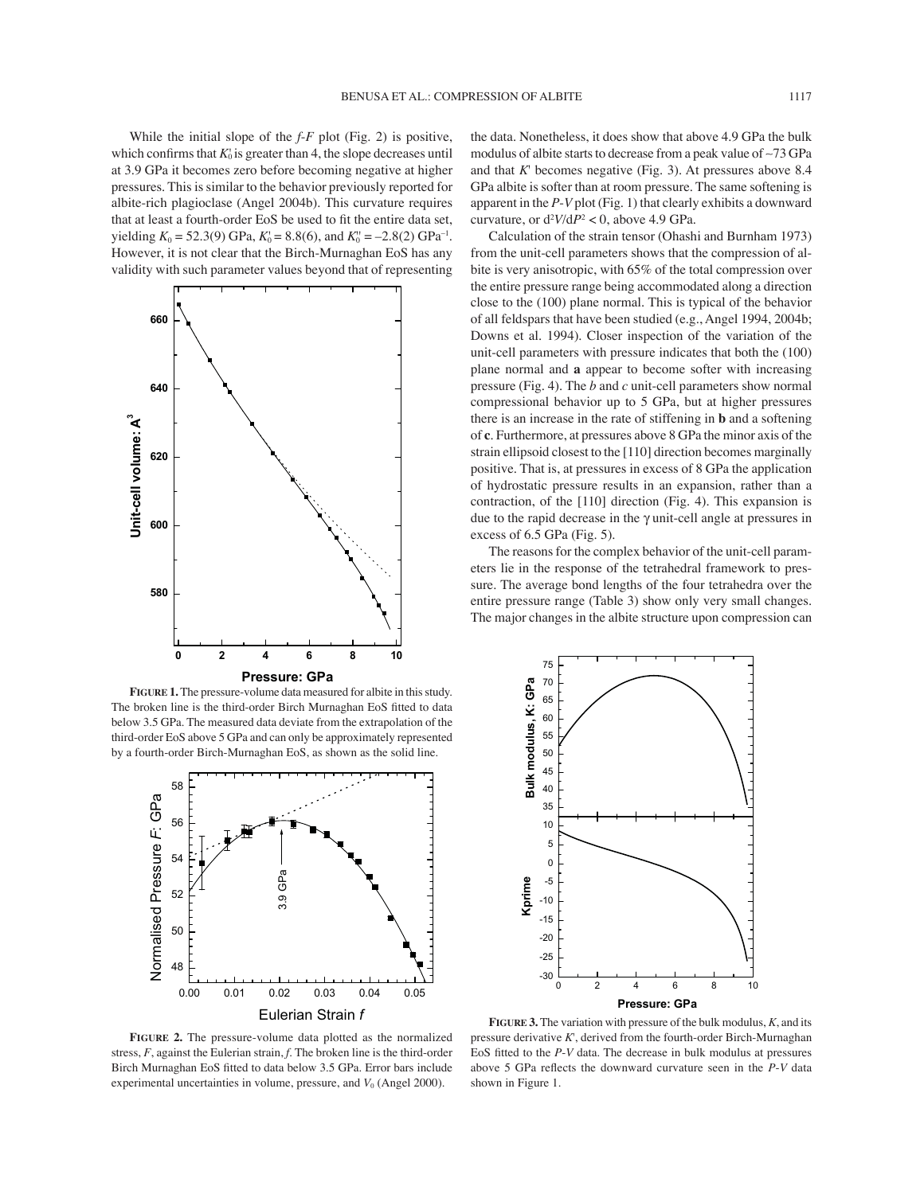While the initial slope of the $f$-$F$ plot (Fig. 2) is positive, which confirms that $K_0'$ is greater than 4, the slope decreases until at 3.9 GPa it becomes zero before becoming negative at higher pressures. This is similar to the behavior previously reported for albite-rich plagioclase (Angel 2004b). This curvature requires that at least a fourth-order EoS be used to fit the entire data set, yielding $K_0 = 52.3(9)$ GPa, $K_0' = 8.8(6)$, and $K_0'' = -2.8(2)$ GPa$^{-1}$. However, it is not clear that the Birch-Murnaghan EoS has any validity with such parameter values beyond that of representing the data. Nonetheless, it does show that above 4.9 GPa the bulk modulus of albite starts to decrease from a peak value of ~73 GPa and that $K'$ becomes negative (Fig. 3). At pressures above 8.4 GPa albite is softer than at room pressure. The same softening is apparent in the $P$-$V$ plot (Fig. 1) that clearly exhibits a downward curvature, or $d^2V/dP^2 < 0$, above 4.9 GPa.

**FIGURE 1.** The pressure-volume data measured for albite in this study. The broken line is the third-order Birch Murnaghan EoS fitted to data below 3.5 GPa. The measured data deviate from the extrapolation of the third-order EoS above 5 GPa and can only be approximately represented by a fourth-order Birch-Murnaghan EoS, as shown as the solid line.

**FIGURE 2.** The pressure-volume data plotted as the normalized stress, $F$, against the Eulerian strain, $f$. The broken line is the third-order Birch Murnaghan EoS fitted to data below 3.5 GPa. Error bars include experimental uncertainties in volume, pressure, and $V_0$ (Angel 2000).

Calculation of the strain tensor (Ohashi and Burnham 1973) from the unit-cell parameters shows that the compression of albite is very anisotropic, with 65% of the total compression over the entire pressure range being accommodated along a direction close to the (100) plane normal. This is typical of the behavior of all feldspars that have been studied (e.g., Angel 1994, 2004b; Downs et al. 1994). Closer inspection of the variation of the unit-cell parameters with pressure indicates that both the (100) plane normal and **a** appear to become softer with increasing pressure (Fig. 4). The $b$ and $c$ unit-cell parameters show normal compressional behavior up to 5 GPa, but at higher pressures there is an increase in the rate of stiffening in **b** and a softening of **c**. Furthermore, at pressures above 8 GPa the minor axis of the strain ellipsoid closest to the [110] direction becomes marginally positive. That is, at pressures in excess of 8 GPa the application of hydrostatic pressure results in an expansion, rather than a contraction, of the [110] direction (Fig. 4). This expansion is due to the rapid decrease in the $\gamma$ unit-cell angle at pressures in excess of 6.5 GPa (Fig. 5).

The reasons for the complex behavior of the unit-cell parameters lie in the response of the tetrahedral framework to pressure. The average bond lengths of the four tetrahedra over the entire pressure range (Table 3) show only very small changes. The major changes in the albite structure upon compression can

**FIGURE 3.** The variation with pressure of the bulk modulus, $K$, and its pressure derivative $K'$, derived from the fourth-order Birch-Murnaghan EoS fitted to the $P$-$V$ data. The decrease in bulk modulus at pressures above 5 GPa reflects the downward curvature seen in the $P$-$V$ data shown in Figure 1.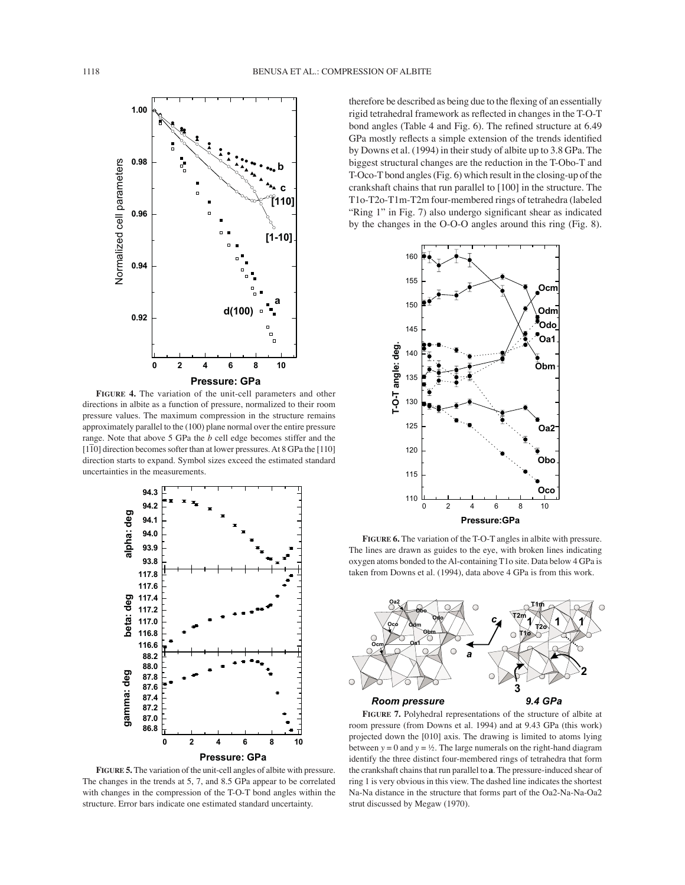**FIGURE 4.** The variation of the unit-cell parameters and other directions in albite as a function of pressure, normalized to their room pressure values. The maximum compression in the structure remains approximately parallel to the (100) plane normal over the entire pressure range. Note that above 5 GPa the *b* cell edge becomes stiffer and the [1$\bar{1}$0] direction becomes softer than at lower pressures. At 8 GPa the [110] direction starts to expand. Symbol sizes exceed the estimated standard uncertainties in the measurements.

**FIGURE 5.** The variation of the unit-cell angles of albite with pressure. The changes in the trends at 5, 7, and 8.5 GPa appear to be correlated with changes in the compression of the T-O-T bond angles within the structure. Error bars indicate one estimated standard uncertainty.

therefore be described as being due to the flexing of an essentially rigid tetrahedral framework as reflected in changes in the T-O-T bond angles (Table 4 and Fig. 6). The refined structure at 6.49 GPa mostly reflects a simple extension of the trends identified by Downs et al. (1994) in their study of albite up to 3.8 GPa. The biggest structural changes are the reduction in the T-Obo-T and T-Oco-T bond angles (Fig. 6) which result in the closing-up of the crankshaft chains that run parallel to [100] in the structure. The T1o-T2o-T1m-T2m four-membered rings of tetrahedra (labeled "Ring 1" in Fig. 7) also undergo significant shear as indicated by the changes in the O-O-O angles around this ring (Fig. 8).

**FIGURE 6.** The variation of the T-O-T angles in albite with pressure. The lines are drawn as guides to the eye, with broken lines indicating oxygen atoms bonded to the Al-containing T1o site. Data below 4 GPa is taken from Downs et al. (1994), data above 4 GPa is from this work.

**FIGURE 7.** Polyhedral representations of the structure of albite at room pressure (from Downs et al. 1994) and at 9.43 GPa (this work) projected down the [010] axis. The drawing is limited to atoms lying between $y = 0$ and $y = ½$. The large numerals on the right-hand diagram identify the three distinct four-membered rings of tetrahedra that form the crankshaft chains that run parallel to **a**. The pressure-induced shear of ring 1 is very obvious in this view. The dashed line indicates the shortest Na-Na distance in the structure that forms part of the Oa2-Na-Na-Oa2 strut discussed by Megaw (1970).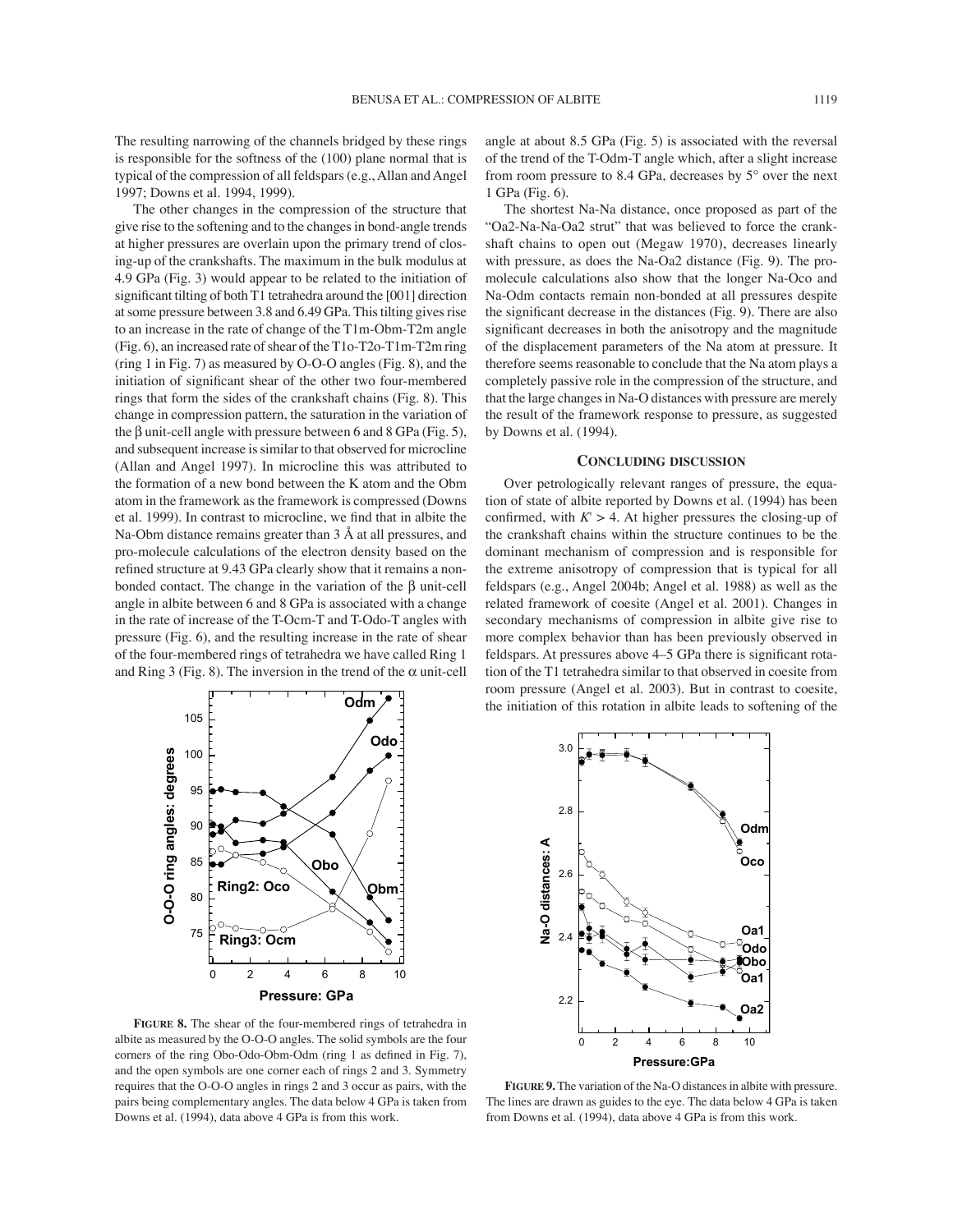The resulting narrowing of the channels bridged by these rings is responsible for the softness of the (100) plane normal that is typical of the compression of all feldspars (e.g., Allan and Angel 1997; Downs et al. 1994, 1999).

The other changes in the compression of the structure that give rise to the softening and to the changes in bond-angle trends at higher pressures are overlain upon the primary trend of closing-up of the crankshafts. The maximum in the bulk modulus at 4.9 GPa (Fig. 3) would appear to be related to the initiation of significant tilting of both T1 tetrahedra around the [001] direction at some pressure between 3.8 and 6.49 GPa. This tilting gives rise to an increase in the rate of change of the T1m-Obm-T2m angle (Fig. 6), an increased rate of shear of the T1o-T2o-T1m-T2m ring (ring 1 in Fig. 7) as measured by O-O-O angles (Fig. 8), and the initiation of significant shear of the other two four-membered rings that form the sides of the crankshaft chains (Fig. 8). This change in compression pattern, the saturation in the variation of the β unit-cell angle with pressure between 6 and 8 GPa (Fig. 5), and subsequent increase is similar to that observed for microcline (Allan and Angel 1997). In microcline this was attributed to the formation of a new bond between the K atom and the Obm atom in the framework as the framework is compressed (Downs et al. 1999). In contrast to microcline, we find that in albite the Na-Obm distance remains greater than 3 Å at all pressures, and pro-molecule calculations of the electron density based on the refined structure at 9.43 GPa clearly show that it remains a non-bonded contact. The change in the variation of the β unit-cell angle in albite between 6 and 8 GPa is associated with a change in the rate of increase of the T-Ocm-T and T-Odo-T angles with pressure (Fig. 6), and the resulting increase in the rate of shear of the four-membered rings of tetrahedra we have called Ring 1 and Ring 3 (Fig. 8). The inversion in the trend of the α unit-cell angle at about 8.5 GPa (Fig. 5) is associated with the reversal of the trend of the T-Odm-T angle which, after a slight increase from room pressure to 8.4 GPa, decreases by 5° over the next 1 GPa (Fig. 6).

**FIGURE 8.** The shear of the four-membered rings of tetrahedra in albite as measured by the O-O-O angles. The solid symbols are the four corners of the ring Obo-Odo-Obm-Odm (ring 1 as defined in Fig. 7), and the open symbols are one corner each of rings 2 and 3. Symmetry requires that the O-O-O angles in rings 2 and 3 occur as pairs, with the pairs being complementary angles. The data below 4 GPa is taken from Downs et al. (1994), data above 4 GPa is from this work.

The shortest Na-Na distance, once proposed as part of the "Oa2-Na-Na-Oa2 strut" that was believed to force the crankshaft chains to open out (Megaw 1970), decreases linearly with pressure, as does the Na-Oa2 distance (Fig. 9). The pro-molecule calculations also show that the longer Na-Oco and Na-Odm contacts remain non-bonded at all pressures despite the significant decrease in the distances (Fig. 9). There are also significant decreases in both the anisotropy and the magnitude of the displacement parameters of the Na atom at pressure. It therefore seems reasonable to conclude that the Na atom plays a completely passive role in the compression of the structure, and that the large changes in Na-O distances with pressure are merely the result of the framework response to pressure, as suggested by Downs et al. (1994).

## CONCLUDING DISCUSSION

Over petrologically relevant ranges of pressure, the equation of state of albite reported by Downs et al. (1994) has been confirmed, with $K' > 4$. At higher pressures the closing-up of the crankshaft chains within the structure continues to be the dominant mechanism of compression and is responsible for the extreme anisotropy of compression that is typical for all feldspars (e.g., Angel 2004b; Angel et al. 1988) as well as the related framework of coesite (Angel et al. 2001). Changes in secondary mechanisms of compression in albite give rise to more complex behavior than has been previously observed in feldspars. At pressures above 4–5 GPa there is significant rotation of the T1 tetrahedra similar to that observed in coesite from room pressure (Angel et al. 2003). But in contrast to coesite, the initiation of this rotation in albite leads to softening of the

**FIGURE 9.** The variation of the Na-O distances in albite with pressure. The lines are drawn as guides to the eye. The data below 4 GPa is taken from Downs et al. (1994), data above 4 GPa is from this work.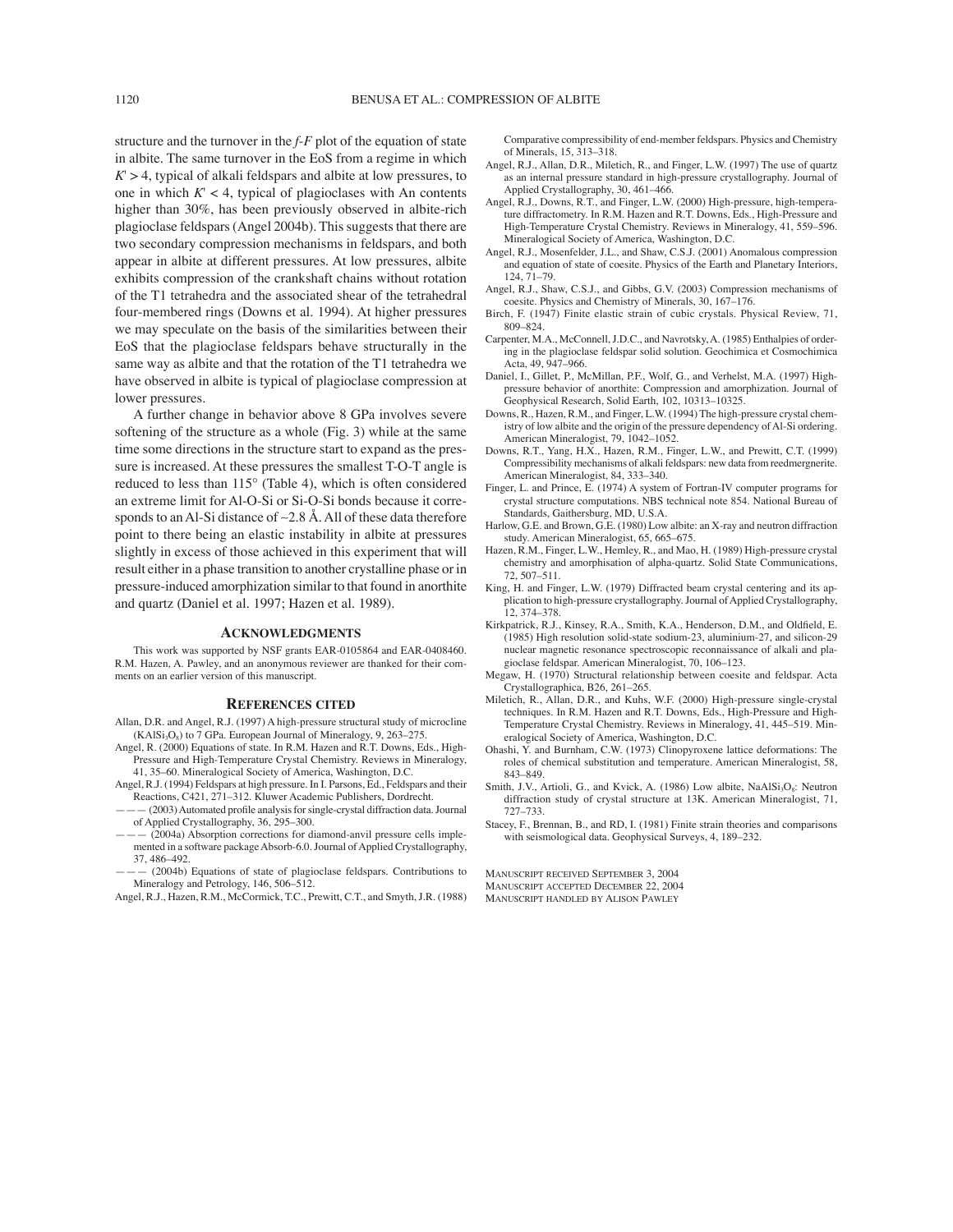structure and the turnover in the *f-F* plot of the equation of state in albite. The same turnover in the EoS from a regime in which $K' > 4$, typical of alkali feldspars and albite at low pressures, to one in which $K' < 4$, typical of plagioclases with An contents higher than 30%, has been previously observed in albite-rich plagioclase feldspars (Angel 2004b). This suggests that there are two secondary compression mechanisms in feldspars, and both appear in albite at different pressures. At low pressures, albite exhibits compression of the crankshaft chains without rotation of the T1 tetrahedra and the associated shear of the tetrahedral four-membered rings (Downs et al. 1994). At higher pressures we may speculate on the basis of the similarities between their EoS that the plagioclase feldspars behave structurally in the same way as albite and that the rotation of the T1 tetrahedra we have observed in albite is typical of plagioclase compression at lower pressures.

A further change in behavior above 8 GPa involves severe softening of the structure as a whole (Fig. 3) while at the same time some directions in the structure start to expand as the pressure is increased. At these pressures the smallest T-O-T angle is reduced to less than 115° (Table 4), which is often considered an extreme limit for Al-O-Si or Si-O-Si bonds because it corresponds to an Al-Si distance of ~2.8 Å. All of these data therefore point to there being an elastic instability in albite at pressures slightly in excess of those achieved in this experiment that will result either in a phase transition to another crystalline phase or in pressure-induced amorphization similar to that found in anorthite and quartz (Daniel et al. 1997; Hazen et al. 1989).

## Acknowledgments

This work was supported by NSF grants EAR-0105864 and EAR-0408460. R.M. Hazen, A. Pawley, and an anonymous reviewer are thanked for their comments on an earlier version of this manuscript.

## References cited

Allan, D.R. and Angel, R.J. (1997) A high-pressure structural study of microcline ($KAlSi_3O_8$) to 7 GPa. European Journal of Mineralogy, 9, 263–275.

Angel, R. (2000) Equations of state. In R.M. Hazen and R.T. Downs, Eds., High-Pressure and High-Temperature Crystal Chemistry. Reviews in Mineralogy, 41, 35–60. Mineralogical Society of America, Washington, D.C.

Angel, R.J. (1994) Feldspars at high pressure. In I. Parsons, Ed., Feldspars and their Reactions, C421, 271–312. Kluwer Academic Publishers, Dordrecht.

——— (2003) Automated profile analysis for single-crystal diffraction data. Journal of Applied Crystallography, 36, 295–300.

——— (2004a) Absorption corrections for diamond-anvil pressure cells implemented in a software package Absorb-6.0. Journal of Applied Crystallography, 37, 486–492.

——— (2004b) Equations of state of plagioclase feldspars. Contributions to Mineralogy and Petrology, 146, 506–512.

Angel, R.J., Hazen, R.M., McCormick, T.C., Prewitt, C.T., and Smyth, J.R. (1988) Comparative compressibility of end-member feldspars. Physics and Chemistry of Minerals, 15, 313–318.

Angel, R.J., Allan, D.R., Miletich, R., and Finger, L.W. (1997) The use of quartz as an internal pressure standard in high-pressure crystallography. Journal of Applied Crystallography, 30, 461–466.

Angel, R.J., Downs, R.T., and Finger, L.W. (2000) High-pressure, high-temperature diffractometry. In R.M. Hazen and R.T. Downs, Eds., High-Pressure and High-Temperature Crystal Chemistry. Reviews in Mineralogy, 41, 559–596. Mineralogical Society of America, Washington, D.C.

Angel, R.J., Mosenfelder, J.L., and Shaw, C.S.J. (2001) Anomalous compression and equation of state of coesite. Physics of the Earth and Planetary Interiors, 124, 71–79.

Angel, R.J., Shaw, C.S.J., and Gibbs, G.V. (2003) Compression mechanisms of coesite. Physics and Chemistry of Minerals, 30, 167–176.

Birch, F. (1947) Finite elastic strain of cubic crystals. Physical Review, 71, 809–824.

Carpenter, M.A., McConnell, J.D.C., and Navrotsky, A. (1985) Enthalpies of ordering in the plagioclase feldspar solid solution. Geochimica et Cosmochimica Acta, 49, 947–966.

Daniel, I., Gillet, P., McMillan, P.F., Wolf, G., and Verhelst, M.A. (1997) High-pressure behavior of anorthite: Compression and amorphization. Journal of Geophysical Research, Solid Earth, 102, 10313–10325.

Downs, R., Hazen, R.M., and Finger, L.W. (1994) The high-pressure crystal chemistry of low albite and the origin of the pressure dependency of Al-Si ordering. American Mineralogist, 79, 1042–1052.

Downs, R.T., Yang, H.X., Hazen, R.M., Finger, L.W., and Prewitt, C.T. (1999) Compressibility mechanisms of alkali feldspars: new data from reedmergnerite. American Mineralogist, 84, 333–340.

Finger, L. and Prince, E. (1974) A system of Fortran-IV computer programs for crystal structure computations. NBS technical note 854. National Bureau of Standards, Gaithersburg, MD, U.S.A.

Harlow, G.E. and Brown, G.E. (1980) Low albite: an X-ray and neutron diffraction study. American Mineralogist, 65, 665–675.

Hazen, R.M., Finger, L.W., Hemley, R., and Mao, H. (1989) High-pressure crystal chemistry and amorphisation of alpha-quartz. Solid State Communications, 72, 507–511.

King, H. and Finger, L.W. (1979) Diffracted beam crystal centering and its application to high-pressure crystallography. Journal of Applied Crystallography, 12, 374–378.

Kirkpatrick, R.J., Kinsey, R.A., Smith, K.A., Henderson, D.M., and Oldfield, E. (1985) High resolution solid-state sodium-23, aluminium-27, and silicon-29 nuclear magnetic resonance spectroscopic reconnaissance of alkali and plagioclase feldspar. American Mineralogist, 70, 106–123.

Megaw, H. (1970) Structural relationship between coesite and feldspar. Acta Crystallographica, B26, 261–265.

Miletich, R., Allan, D.R., and Kuhs, W.F. (2000) High-pressure single-crystal techniques. In R.M. Hazen and R.T. Downs, Eds., High-Pressure and High-Temperature Crystal Chemistry. Reviews in Mineralogy, 41, 445–519. Mineralogical Society of America, Washington, D.C.

Ohashi, Y. and Burnham, C.W. (1973) Clinopyroxene lattice deformations: The roles of chemical substitution and temperature. American Mineralogist, 58, 843–849.

Smith, J.V., Artioli, G., and Kvick, A. (1986) Low albite, $NaAlSi_3O_8$: Neutron diffraction study of crystal structure at 13K. American Mineralogist, 71, 727–733.

Stacey, F., Brennan, B., and RD, I. (1981) Finite strain theories and comparisons with seismological data. Geophysical Surveys, 4, 189–232.

Manuscript received September 3, 2004
Manuscript accepted December 22, 2004
Manuscript handled by Alison Pawley